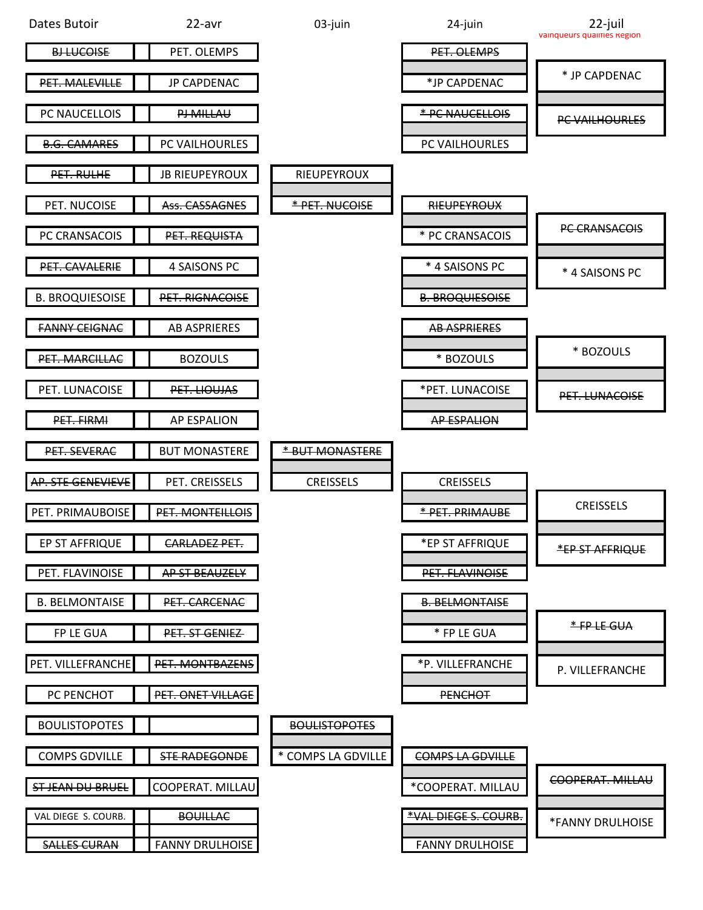| Dates Butoir | 22-avr | 03-juin | 24-juin | 22-juil |
|---|---|---|---|---|
| | | | | vainqueurs qualifiés Région |
| ~~BJ LUCOISE~~ | PET. OLEMPS | | ~~PET. OLEMPS~~ | |
| ~~PET. MALEVILLE~~ | JP CAPDENAC | | *JP CAPDENAC | * JP CAPDENAC |
| PC NAUCELLOIS | ~~PJ MILLAU~~ | | ~~* PC NAUCELLOIS~~ | ~~PC VAILHOURLES~~ |
| ~~B.G. CAMARES~~ | PC VAILHOURLES | | PC VAILHOURLES | |
| ~~PET. RULHE~~ | JB RIEUPEYROUX | RIEUPEYROUX | | |
| PET. NUCOISE | ~~Ass. CASSAGNES~~ | ~~* PET. NUCOISE~~ | ~~RIEUPEYROUX~~ | |
| PC CRANSACOIS | ~~PET. REQUISTA~~ | | * PC CRANSACOIS | ~~PC CRANSACOIS~~ |
| ~~PET. CAVALERIE~~ | 4 SAISONS PC | | * 4 SAISONS PC | * 4 SAISONS PC |
| B. BROQUIESOISE | ~~PET. RIGNACOISE~~ | | ~~B. BROQUIESOISE~~ | |
| ~~FANNY CEIGNAC~~ | AB ASPRIERES | | ~~AB ASPRIERES~~ | |
| ~~PET. MARCILLAC~~ | BOZOULS | | * BOZOULS | * BOZOULS |
| PET. LUNACOISE | ~~PET. LIOUJAS~~ | | *PET. LUNACOISE | ~~PET. LUNACOISE~~ |
| ~~PET. FIRMI~~ | AP ESPALION | | ~~AP ESPALION~~ | |
| ~~PET. SEVERAC~~ | BUT MONASTERE | ~~* BUT MONASTERE~~ | | |
| ~~AP. STE GENEVIEVE~~ | PET. CREISSELS | CREISSELS | CREISSELS | |
| PET. PRIMAUBOISE | ~~PET. MONTEILLOIS~~ | | ~~* PET. PRIMAUBE~~ | CREISSELS |
| EP ST AFFRIQUE | ~~CARLADEZ PET.~~ | | *EP ST AFFRIQUE | ~~*EP ST AFFRIQUE~~ |
| PET. FLAVINOISE | ~~AP ST BEAUZELY~~ | | ~~PET. FLAVINOISE~~ | |
| B. BELMONTAISE | ~~PET. CARCENAC~~ | | ~~B. BELMONTAISE~~ | |
| FP LE GUA | ~~PET. ST GENIEZ~~ | | * FP LE GUA | ~~* FP LE GUA~~ |
| PET. VILLEFRANCHE | ~~PET. MONTBAZENS~~ | | *P. VILLEFRANCHE | P. VILLEFRANCHE |
| PC PENCHOT | ~~PET. ONET VILLAGE~~ | | ~~PENCHOT~~ | |
| BOULISTOPOTES | | ~~BOULISTOPOTES~~ | | |
| COMPS GDVILLE | ~~STE RADEGONDE~~ | * COMPS LA GDVILLE | ~~COMPS LA GDVILLE~~ | |
| ~~ST JEAN DU BRUEL~~ | COOPERAT. MILLAU | | *COOPERAT. MILLAU | ~~COOPERAT. MILLAU~~ |
| VAL DIEGE S. COURB. | ~~BOUILLAC~~ | | ~~*VAL DIEGE S. COURB.~~ | *FANNY DRULHOISE |
| ~~SALLES CURAN~~ | FANNY DRULHOISE | | FANNY DRULHOISE | |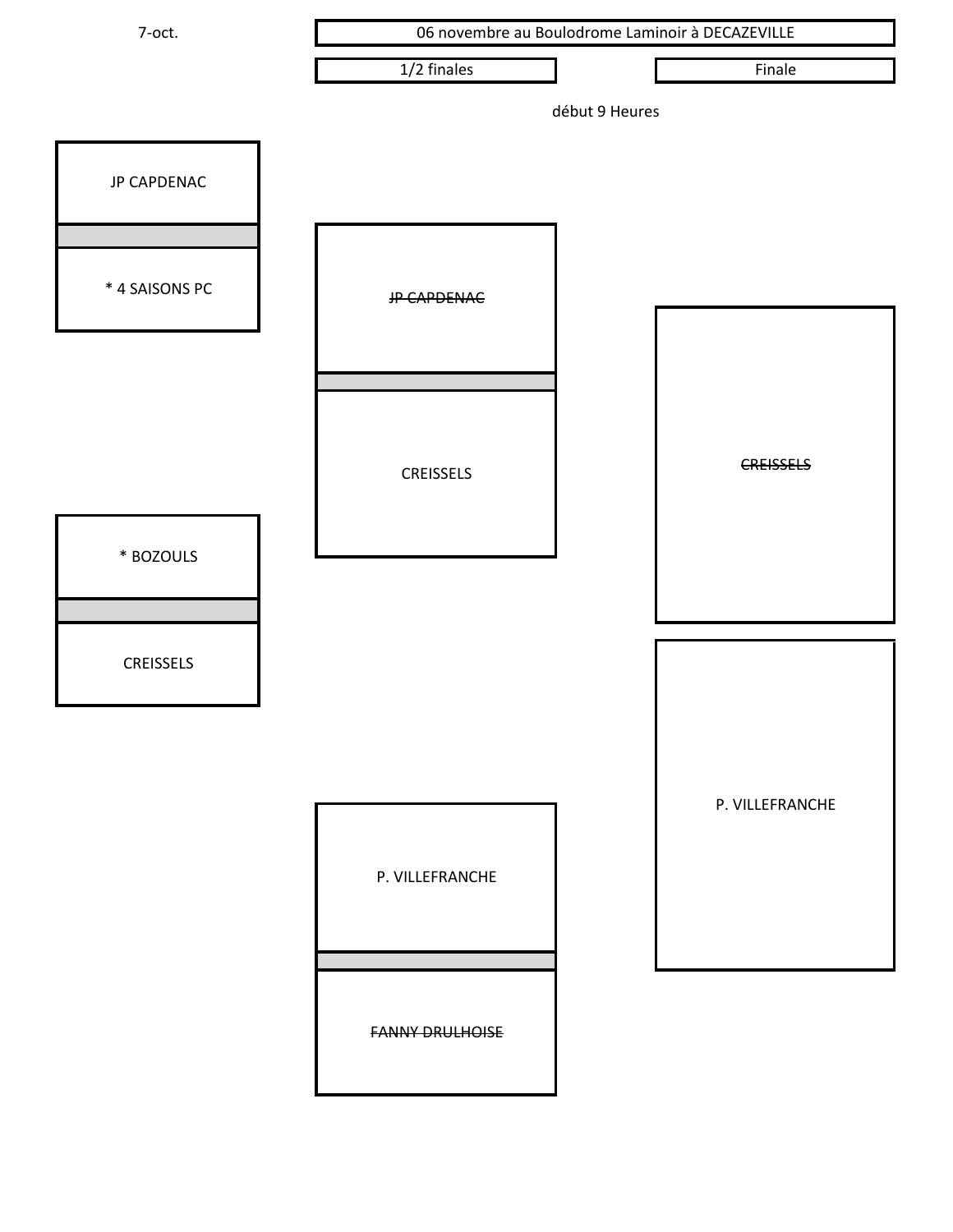7-oct.

06 novembre au Boulodrome Laminoir à DECAZEVILLE

1/2 finales

Finale

début 9 Heures

JP CAPDENAC

* 4 SAISONS PC

~~JP CAPDENAC~~

CREISSELS

~~CREISSELS~~

* BOZOULS

CREISSELS

P. VILLEFRANCHE

P. VILLEFRANCHE

~~FANNY DRULHOISE~~